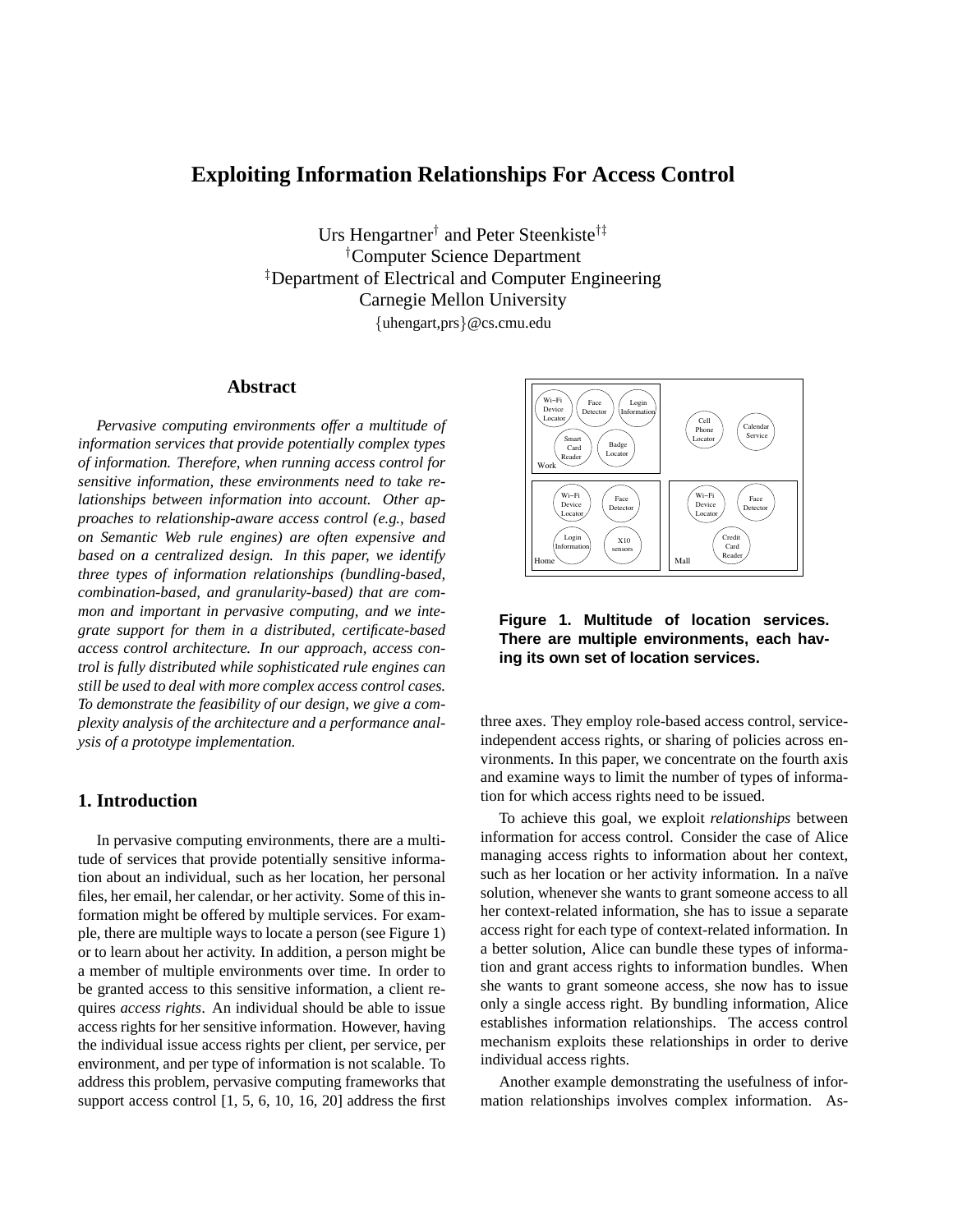# Exploiting Information Relationships For Access Control

Urs Hengartner[†] and Peter Steenkiste[†‡]
[†]Computer Science Department
[‡]Department of Electrical and Computer Engineering
Carnegie Mellon University
{uhengart,prs}@cs.cmu.edu

## Abstract

*Pervasive computing environments offer a multitude of information services that provide potentially complex types of information. Therefore, when running access control for sensitive information, these environments need to take relationships between information into account. Other approaches to relationship-aware access control (e.g., based on Semantic Web rule engines) are often expensive and based on a centralized design. In this paper, we identify three types of information relationships (bundling-based, combination-based, and granularity-based) that are common and important in pervasive computing, and we integrate support for them in a distributed, certificate-based access control architecture. In our approach, access control is fully distributed while sophisticated rule engines can still be used to deal with more complex access control cases. To demonstrate the feasibility of our design, we give a complexity analysis of the architecture and a performance analysis of a prototype implementation.*

## 1. Introduction

In pervasive computing environments, there are a multitude of services that provide potentially sensitive information about an individual, such as her location, her personal files, her email, her calendar, or her activity. Some of this information might be offered by multiple services. For example, there are multiple ways to locate a person (see Figure 1) or to learn about her activity. In addition, a person might be a member of multiple environments over time. In order to be granted access to this sensitive information, a client requires *access rights*. An individual should be able to issue access rights for her sensitive information. However, having the individual issue access rights per client, per service, per environment, and per type of information is not scalable. To address this problem, pervasive computing frameworks that support access control [1, 5, 6, 10, 16, 20] address the first three axes. They employ role-based access control, service-independent access rights, or sharing of policies across environments. In this paper, we concentrate on the fourth axis and examine ways to limit the number of types of information for which access rights need to be issued.

Work: Wi-Fi Device Locator, Face Detector, Login Information, Smart Card Reader, Badge Locator
Cell Phone Locator, Calendar Service
Home: Wi-Fi Device Locator, Face Detector, Login Information, X10 sensors
Mall: Wi-Fi Device Locator, Face Detector, Credit Card Reader

**Figure 1. Multitude of location services. There are multiple environments, each having its own set of location services.**

To achieve this goal, we exploit *relationships* between information for access control. Consider the case of Alice managing access rights to information about her context, such as her location or her activity information. In a naïve solution, whenever she wants to grant someone access to all her context-related information, she has to issue a separate access right for each type of context-related information. In a better solution, Alice can bundle these types of information and grant access rights to information bundles. When she wants to grant someone access, she now has to issue only a single access right. By bundling information, Alice establishes information relationships. The access control mechanism exploits these relationships in order to derive individual access rights.

Another example demonstrating the usefulness of information relationships involves complex information. As-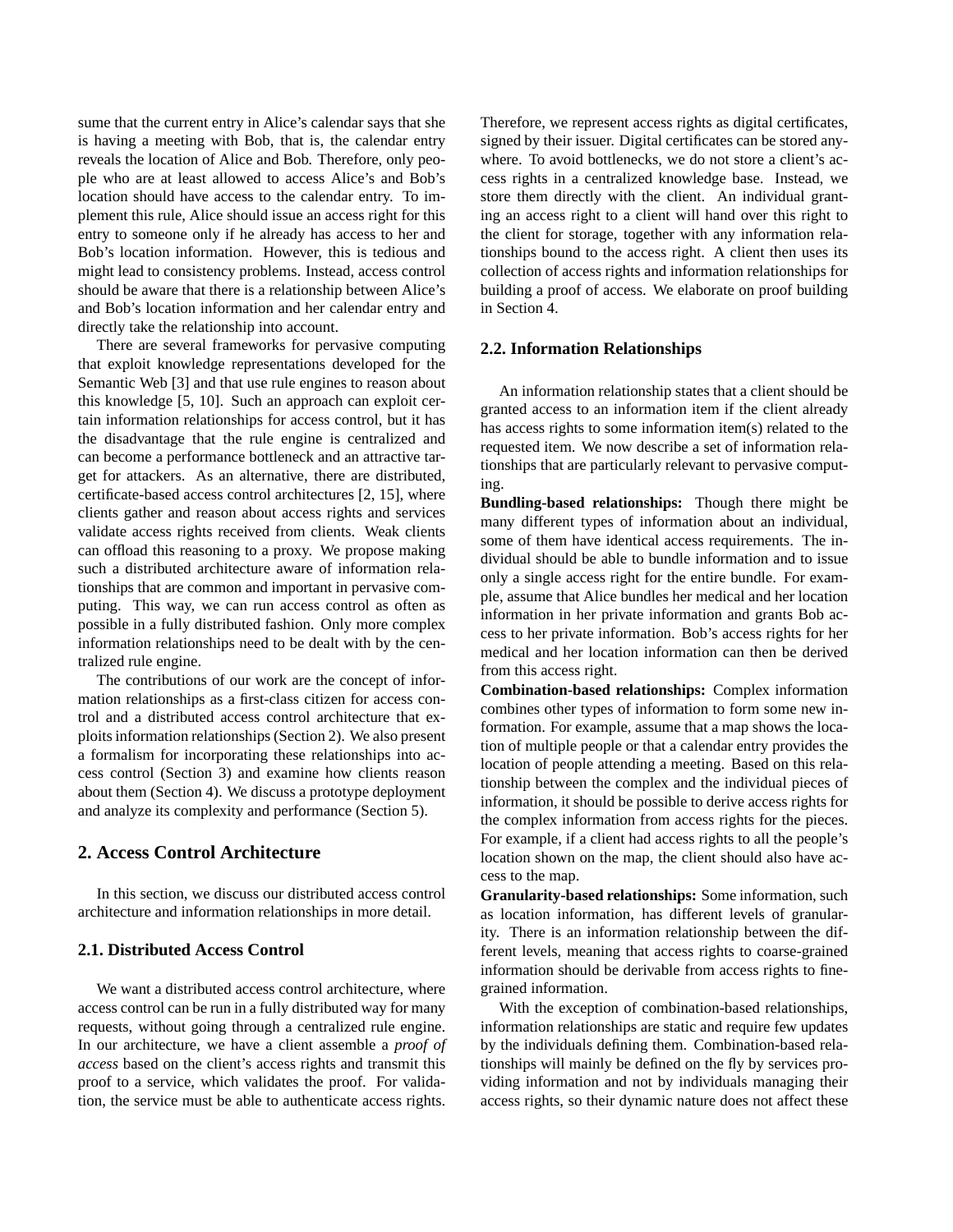sume that the current entry in Alice's calendar says that she is having a meeting with Bob, that is, the calendar entry reveals the location of Alice and Bob. Therefore, only people who are at least allowed to access Alice's and Bob's location should have access to the calendar entry. To implement this rule, Alice should issue an access right for this entry to someone only if he already has access to her and Bob's location information. However, this is tedious and might lead to consistency problems. Instead, access control should be aware that there is a relationship between Alice's and Bob's location information and her calendar entry and directly take the relationship into account.

There are several frameworks for pervasive computing that exploit knowledge representations developed for the Semantic Web [3] and that use rule engines to reason about this knowledge [5, 10]. Such an approach can exploit certain information relationships for access control, but it has the disadvantage that the rule engine is centralized and can become a performance bottleneck and an attractive target for attackers. As an alternative, there are distributed, certificate-based access control architectures [2, 15], where clients gather and reason about access rights and services validate access rights received from clients. Weak clients can offload this reasoning to a proxy. We propose making such a distributed architecture aware of information relationships that are common and important in pervasive computing. This way, we can run access control as often as possible in a fully distributed fashion. Only more complex information relationships need to be dealt with by the centralized rule engine.

The contributions of our work are the concept of information relationships as a first-class citizen for access control and a distributed access control architecture that exploits information relationships (Section 2). We also present a formalism for incorporating these relationships into access control (Section 3) and examine how clients reason about them (Section 4). We discuss a prototype deployment and analyze its complexity and performance (Section 5).

## 2. Access Control Architecture

In this section, we discuss our distributed access control architecture and information relationships in more detail.

### 2.1. Distributed Access Control

We want a distributed access control architecture, where access control can be run in a fully distributed way for many requests, without going through a centralized rule engine. In our architecture, we have a client assemble a *proof of access* based on the client's access rights and transmit this proof to a service, which validates the proof. For validation, the service must be able to authenticate access rights. Therefore, we represent access rights as digital certificates, signed by their issuer. Digital certificates can be stored anywhere. To avoid bottlenecks, we do not store a client's access rights in a centralized knowledge base. Instead, we store them directly with the client. An individual granting an access right to a client will hand over this right to the client for storage, together with any information relationships bound to the access right. A client then uses its collection of access rights and information relationships for building a proof of access. We elaborate on proof building in Section 4.

### 2.2. Information Relationships

An information relationship states that a client should be granted access to an information item if the client already has access rights to some information item(s) related to the requested item. We now describe a set of information relationships that are particularly relevant to pervasive computing.

**Bundling-based relationships:** Though there might be many different types of information about an individual, some of them have identical access requirements. The individual should be able to bundle information and to issue only a single access right for the entire bundle. For example, assume that Alice bundles her medical and her location information in her private information and grants Bob access to her private information. Bob's access rights for her medical and her location information can then be derived from this access right.

**Combination-based relationships:** Complex information combines other types of information to form some new information. For example, assume that a map shows the location of multiple people or that a calendar entry provides the location of people attending a meeting. Based on this relationship between the complex and the individual pieces of information, it should be possible to derive access rights for the complex information from access rights for the pieces. For example, if a client had access rights to all the people's location shown on the map, the client should also have access to the map.

**Granularity-based relationships:** Some information, such as location information, has different levels of granularity. There is an information relationship between the different levels, meaning that access rights to coarse-grained information should be derivable from access rights to fine-grained information.

With the exception of combination-based relationships, information relationships are static and require few updates by the individuals defining them. Combination-based relationships will mainly be defined on the fly by services providing information and not by individuals managing their access rights, so their dynamic nature does not affect these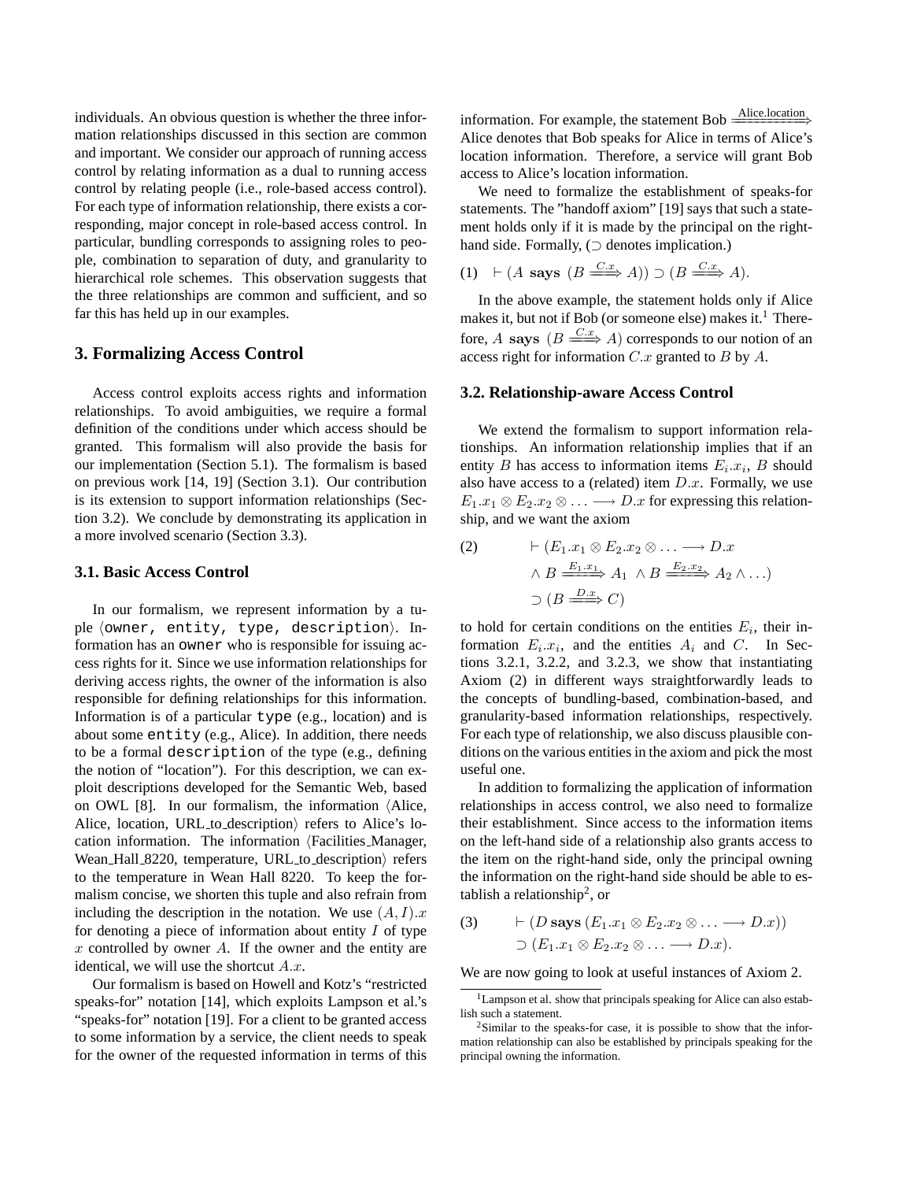individuals. An obvious question is whether the three information relationships discussed in this section are common and important. We consider our approach of running access control by relating information as a dual to running access control by relating people (i.e., role-based access control). For each type of information relationship, there exists a corresponding, major concept in role-based access control. In particular, bundling corresponds to assigning roles to people, combination to separation of duty, and granularity to hierarchical role schemes. This observation suggests that the three relationships are common and sufficient, and so far this has held up in our examples.

## 3. Formalizing Access Control

Access control exploits access rights and information relationships. To avoid ambiguities, we require a formal definition of the conditions under which access should be granted. This formalism will also provide the basis for our implementation (Section 5.1). The formalism is based on previous work [14, 19] (Section 3.1). Our contribution is its extension to support information relationships (Section 3.2). We conclude by demonstrating its application in a more involved scenario (Section 3.3).

### 3.1. Basic Access Control

In our formalism, we represent information by a tuple ⟨`owner`, `entity`, `type`, `description`⟩. Information has an `owner` who is responsible for issuing access rights for it. Since we use information relationships for deriving access rights, the owner of the information is also responsible for defining relationships for this information. Information is of a particular `type` (e.g., location) and is about some `entity` (e.g., Alice). In addition, there needs to be a formal `description` of the type (e.g., defining the notion of "location"). For this description, we can exploit descriptions developed for the Semantic Web, based on OWL [8]. In our formalism, the information ⟨Alice, Alice, location, URL_to_description⟩ refers to Alice's location information. The information ⟨Facilities_Manager, Wean_Hall_8220, temperature, URL_to_description⟩ refers to the temperature in Wean Hall 8220. To keep the formalism concise, we shorten this tuple and also refrain from including the description in the notation. We use $(A, I).x$ for denoting a piece of information about entity $I$ of type $x$ controlled by owner $A$. If the owner and the entity are identical, we will use the shortcut $A.x$.

Our formalism is based on Howell and Kotz's "restricted speaks-for" notation [14], which exploits Lampson et al.'s "speaks-for" notation [19]. For a client to be granted access to some information by a service, the client needs to speak for the owner of the requested information in terms of this information. For example, the statement Bob $\xRightarrow{\text{Alice.location}}$ Alice denotes that Bob speaks for Alice in terms of Alice's location information. Therefore, a service will grant Bob access to Alice's location information.

We need to formalize the establishment of speaks-for statements. The "handoff axiom" [19] says that such a statement holds only if it is made by the principal on the right-hand side. Formally, ($\supset$ denotes implication.)

$$(1)\quad \vdash (A \textbf{ says } (B \xRightarrow{C.x} A)) \supset (B \xRightarrow{C.x} A).$$

In the above example, the statement holds only if Alice makes it, but not if Bob (or someone else) makes it.[1] Therefore, $A$ **says** $(B \xRightarrow{C.x} A)$ corresponds to our notion of an access right for information $C.x$ granted to $B$ by $A$.

### 3.2. Relationship-aware Access Control

We extend the formalism to support information relationships. An information relationship implies that if an entity $B$ has access to information items $E_i.x_i$, $B$ should also have access to a (related) item $D.x$. Formally, we use $E_1.x_1 \otimes E_2.x_2 \otimes \ldots \longrightarrow D.x$ for expressing this relationship, and we want the axiom

$$(2)\qquad \begin{aligned} &\vdash (E_1.x_1 \otimes E_2.x_2 \otimes \ldots \longrightarrow D.x \\ &\quad \wedge B \xRightarrow{E_1.x_1} A_1 \wedge B \xRightarrow{E_2.x_2} A_2 \wedge \ldots) \\ &\quad \supset (B \xRightarrow{D.x} C) \end{aligned}$$

to hold for certain conditions on the entities $E_i$, their information $E_i.x_i$, and the entities $A_i$ and $C$. In Sections 3.2.1, 3.2.2, and 3.2.3, we show that instantiating Axiom (2) in different ways straightforwardly leads to the concepts of bundling-based, combination-based, and granularity-based information relationships, respectively. For each type of relationship, we also discuss plausible conditions on the various entities in the axiom and pick the most useful one.

In addition to formalizing the application of information relationships in access control, we also need to formalize their establishment. Since access to the information items on the left-hand side of a relationship also grants access to the item on the right-hand side, only the principal owning the information on the right-hand side should be able to establish a relationship[2], or

$$(3)\qquad \begin{aligned} &\vdash (D \textbf{ says } (E_1.x_1 \otimes E_2.x_2 \otimes \ldots \longrightarrow D.x)) \\ &\quad \supset (E_1.x_1 \otimes E_2.x_2 \otimes \ldots \longrightarrow D.x). \end{aligned}$$

We are now going to look at useful instances of Axiom 2.

[1] Lampson et al. show that principals speaking for Alice can also establish such a statement.

[2] Similar to the speaks-for case, it is possible to show that the information relationship can also be established by principals speaking for the principal owning the information.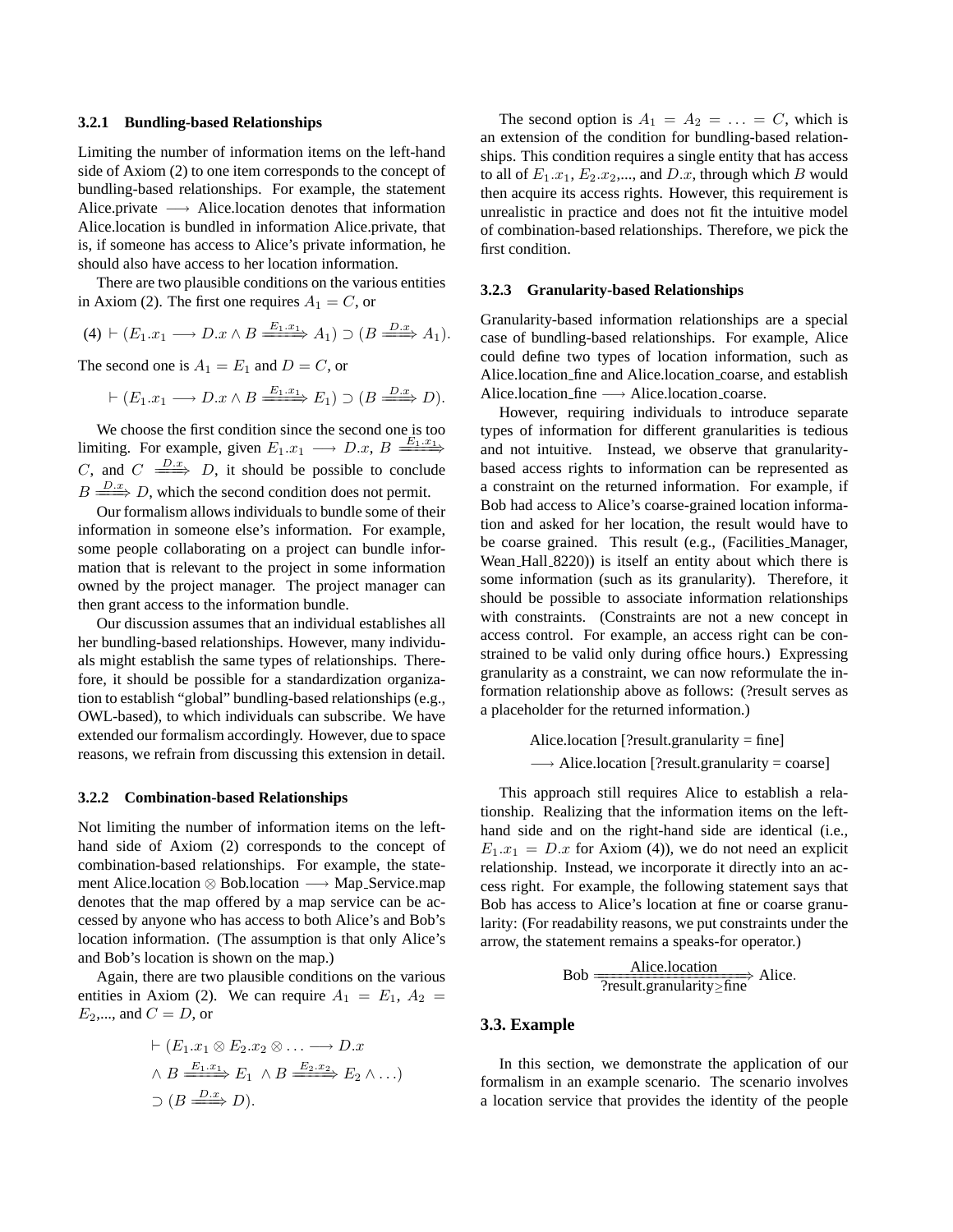### 3.2.1 Bundling-based Relationships

Limiting the number of information items on the left-hand side of Axiom (2) to one item corresponds to the concept of bundling-based relationships. For example, the statement Alice.private $\longrightarrow$ Alice.location denotes that information Alice.location is bundled in information Alice.private, that is, if someone has access to Alice's private information, he should also have access to her location information.

There are two plausible conditions on the various entities in Axiom (2). The first one requires $A_1 = C$, or

$$(4) \vdash (E_1.x_1 \longrightarrow D.x \land B \xRightarrow{E_1.x_1} A_1) \supset (B \xRightarrow{D.x} A_1).$$

The second one is $A_1 = E_1$ and $D = C$, or

$$\vdash (E_1.x_1 \longrightarrow D.x \land B \xRightarrow{E_1.x_1} E_1) \supset (B \xRightarrow{D.x} D).$$

We choose the first condition since the second one is too limiting. For example, given $E_1.x_1 \longrightarrow D.x$, $B \xRightarrow{E_1.x_1} C$, and $C \xRightarrow{D.x} D$, it should be possible to conclude $B \xRightarrow{D.x} D$, which the second condition does not permit.

Our formalism allows individuals to bundle some of their information in someone else's information. For example, some people collaborating on a project can bundle information that is relevant to the project in some information owned by the project manager. The project manager can then grant access to the information bundle.

Our discussion assumes that an individual establishes all her bundling-based relationships. However, many individuals might establish the same types of relationships. Therefore, it should be possible for a standardization organization to establish "global" bundling-based relationships (e.g., OWL-based), to which individuals can subscribe. We have extended our formalism accordingly. However, due to space reasons, we refrain from discussing this extension in detail.

### 3.2.2 Combination-based Relationships

Not limiting the number of information items on the left-hand side of Axiom (2) corresponds to the concept of combination-based relationships. For example, the statement Alice.location $\otimes$ Bob.location $\longrightarrow$ Map_Service.map denotes that the map offered by a map service can be accessed by anyone who has access to both Alice's and Bob's location information. (The assumption is that only Alice's and Bob's location is shown on the map.)

Again, there are two plausible conditions on the various entities in Axiom (2). We can require $A_1 = E_1$, $A_2 = E_2$,..., and $C = D$, or

$$\begin{aligned} &\vdash (E_1.x_1 \otimes E_2.x_2 \otimes \ldots \longrightarrow D.x \\ &\land B \xRightarrow{E_1.x_1} E_1 \land B \xRightarrow{E_2.x_2} E_2 \land \ldots) \\ &\supset (B \xRightarrow{D.x} D). \end{aligned}$$

The second option is $A_1 = A_2 = \ldots = C$, which is an extension of the condition for bundling-based relationships. This condition requires a single entity that has access to all of $E_1.x_1$, $E_2.x_2$,..., and $D.x$, through which $B$ would then acquire its access rights. However, this requirement is unrealistic in practice and does not fit the intuitive model of combination-based relationships. Therefore, we pick the first condition.

### 3.2.3 Granularity-based Relationships

Granularity-based information relationships are a special case of bundling-based relationships. For example, Alice could define two types of location information, such as Alice.location_fine and Alice.location_coarse, and establish Alice.location_fine $\longrightarrow$ Alice.location_coarse.

However, requiring individuals to introduce separate types of information for different granularities is tedious and not intuitive. Instead, we observe that granularity-based access rights to information can be represented as a constraint on the returned information. For example, if Bob had access to Alice's coarse-grained location information and asked for her location, the result would have to be coarse grained. This result (e.g., (Facilities_Manager, Wean_Hall_8220)) is itself an entity about which there is some information (such as its granularity). Therefore, it should be possible to associate information relationships with constraints. (Constraints are not a new concept in access control. For example, an access right can be constrained to be valid only during office hours.) Expressing granularity as a constraint, we can now reformulate the information relationship above as follows: (?result serves as a placeholder for the returned information.)

Alice.location [?result.granularity = fine]
$\longrightarrow$ Alice.location [?result.granularity = coarse]

This approach still requires Alice to establish a relationship. Realizing that the information items on the left-hand side and on the right-hand side are identical (i.e., $E_1.x_1 = D.x$ for Axiom (4)), we do not need an explicit relationship. Instead, we incorporate it directly into an access right. For example, the following statement says that Bob has access to Alice's location at fine or coarse granularity: (For readability reasons, we put constraints under the arrow, the statement remains a speaks-for operator.)

$$\text{Bob} \xRightarrow[\text{?result.granularity} \geq \text{fine}]{\text{Alice.location}} \text{Alice}.$$

## 3.3. Example

In this section, we demonstrate the application of our formalism in an example scenario. The scenario involves a location service that provides the identity of the people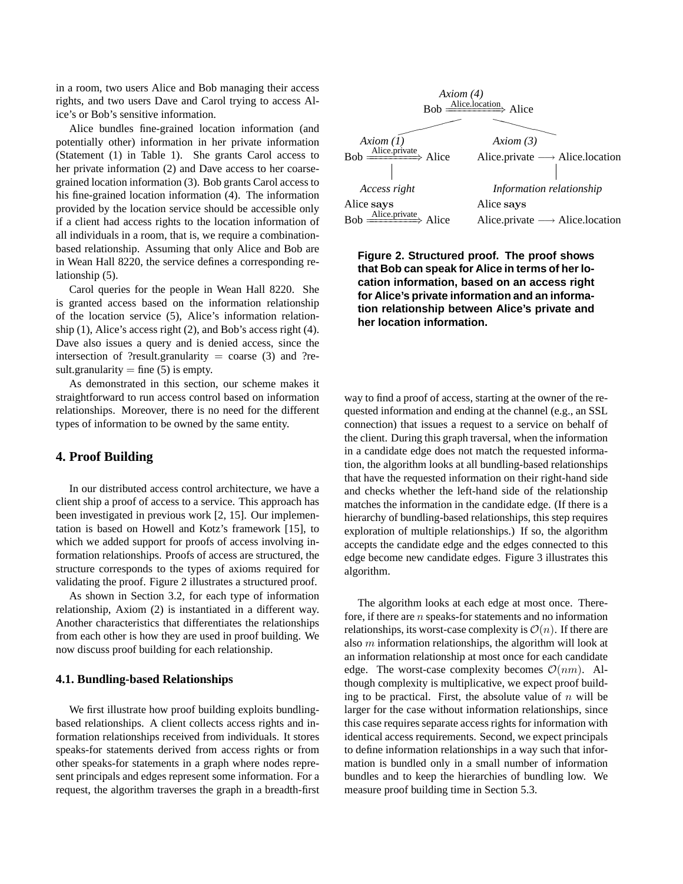in a room, two users Alice and Bob managing their access rights, and two users Dave and Carol trying to access Alice's or Bob's sensitive information.

Alice bundles fine-grained location information (and potentially other) information in her private information (Statement (1) in Table 1). She grants Carol access to her private information (2) and Dave access to her coarse-grained location information (3). Bob grants Carol access to his fine-grained location information (4). The information provided by the location service should be accessible only if a client had access rights to the location information of all individuals in a room, that is, we require a combination-based relationship. Assuming that only Alice and Bob are in Wean Hall 8220, the service defines a corresponding relationship (5).

Carol queries for the people in Wean Hall 8220. She is granted access based on the information relationship of the location service (5), Alice's information relationship (1), Alice's access right (2), and Bob's access right (4). Dave also issues a query and is denied access, since the intersection of ?result.granularity $=$ coarse (3) and ?result.granularity $=$ fine (5) is empty.

As demonstrated in this section, our scheme makes it straightforward to run access control based on information relationships. Moreover, there is no need for the different types of information to be owned by the same entity.

## 4. Proof Building

In our distributed access control architecture, we have a client ship a proof of access to a service. This approach has been investigated in previous work [2, 15]. Our implementation is based on Howell and Kotz's framework [15], to which we added support for proofs of access involving information relationships. Proofs of access are structured, the structure corresponds to the types of axioms required for validating the proof. Figure 2 illustrates a structured proof.

As shown in Section 3.2, for each type of information relationship, Axiom (2) is instantiated in a different way. Another characteristics that differentiates the relationships from each other is how they are used in proof building. We now discuss proof building for each relationship.

### 4.1. Bundling-based Relationships

We first illustrate how proof building exploits bundling-based relationships. A client collects access rights and information relationships received from individuals. It stores speaks-for statements derived from access rights or from other speaks-for statements in a graph where nodes represent principals and edges represent some information. For a request, the algorithm traverses the graph in a breadth-first way to find a proof of access, starting at the owner of the requested information and ending at the channel (e.g., an SSL connection) that issues a request to a service on behalf of the client. During this graph traversal, when the information in a candidate edge does not match the requested information, the algorithm looks at all bundling-based relationships that have the requested information on their right-hand side and checks whether the left-hand side of the relationship matches the information in the candidate edge. (If there is a hierarchy of bundling-based relationships, this step requires exploration of multiple relationships.) If so, the algorithm accepts the candidate edge and the edges connected to this edge become new candidate edges. Figure 3 illustrates this algorithm.

*Axiom (4)*
$$\text{Bob} \xRightarrow{\text{Alice.location}} \text{Alice}$$

*Axiom (1)*
$$\text{Bob} \xRightarrow{\text{Alice.private}} \text{Alice}$$

*Access right*
$$\text{Alice } \textbf{says } \text{Bob} \xRightarrow{\text{Alice.private}} \text{Alice}$$

*Axiom (3)*
$$\text{Alice.private} \longrightarrow \text{Alice.location}$$

*Information relationship*
$$\text{Alice } \textbf{says } \text{Alice.private} \longrightarrow \text{Alice.location}$$

**Figure 2. Structured proof. The proof shows that Bob can speak for Alice in terms of her location information, based on an access right for Alice's private information and an information relationship between Alice's private and her location information.**

The algorithm looks at each edge at most once. Therefore, if there are $n$ speaks-for statements and no information relationships, its worst-case complexity is $\mathcal{O}(n)$. If there are also $m$ information relationships, the algorithm will look at an information relationship at most once for each candidate edge. The worst-case complexity becomes $\mathcal{O}(nm)$. Although complexity is multiplicative, we expect proof building to be practical. First, the absolute value of $n$ will be larger for the case without information relationships, since this case requires separate access rights for information with identical access requirements. Second, we expect principals to define information relationships in a way such that information is bundled only in a small number of information bundles and to keep the hierarchies of bundling low. We measure proof building time in Section 5.3.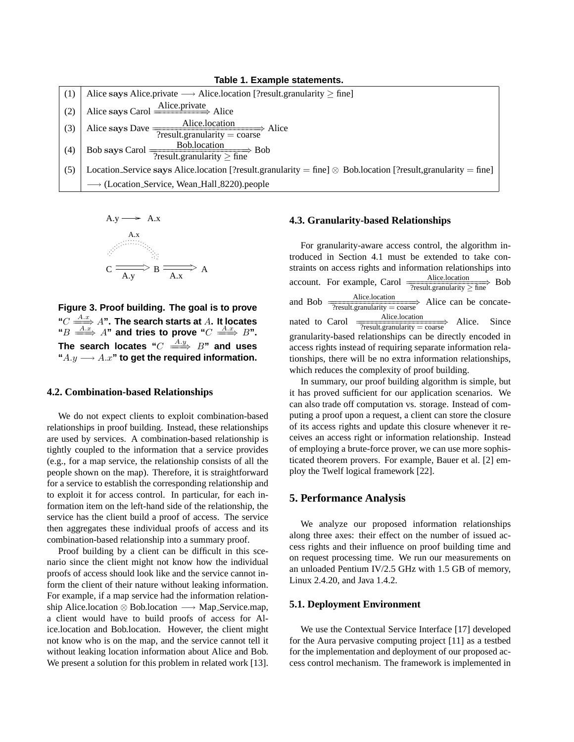**Table 1. Example statements.**

| | |
|---|---|
| (1) | Alice **says** Alice.private $\longrightarrow$ Alice.location [?result.granularity $\geq$ fine] |
| (2) | Alice **says** Carol $\xRightarrow{\text{Alice.private}}$ Alice |
| (3) | Alice **says** Dave $\xRightarrow[\text{?result.granularity = coarse}]{\text{Alice.location}}$ Alice |
| (4) | Bob **says** Carol $\xRightarrow[\text{?result.granularity} \geq \text{fine}]{\text{Bob.location}}$ Bob |
| (5) | Location_Service **says** Alice.location [?result.granularity = fine] $\otimes$ Bob.location [?result,granularity = fine] |
| | $\longrightarrow$ (Location_Service, Wean_Hall_8220).people |

**Figure 3. Proof building. The goal is to prove "$C \xRightarrow{A.x} A$". The search starts at $A$. It locates "$B \xRightarrow{A.x} A$" and tries to prove "$C \xRightarrow{A.x} B$". The search locates "$C \xRightarrow{A.y} B$" and uses "$A.y \longrightarrow A.x$" to get the required information.**

### 4.2. Combination-based Relationships

We do not expect clients to exploit combination-based relationships in proof building. Instead, these relationships are used by services. A combination-based relationship is tightly coupled to the information that a service provides (e.g., for a map service, the relationship consists of all the people shown on the map). Therefore, it is straightforward for a service to establish the corresponding relationship and to exploit it for access control. In particular, for each information item on the left-hand side of the relationship, the service has the client build a proof of access. The service then aggregates these individual proofs of access and its combination-based relationship into a summary proof.

Proof building by a client can be difficult in this scenario since the client might not know how the individual proofs of access should look like and the service cannot inform the client of their nature without leaking information. For example, if a map service had the information relationship Alice.location $\otimes$ Bob.location $\longrightarrow$ Map_Service.map, a client would have to build proofs of access for Alice.location and Bob.location. However, the client might not know who is on the map, and the service cannot tell it without leaking location information about Alice and Bob. We present a solution for this problem in related work [13].

### 4.3. Granularity-based Relationships

For granularity-aware access control, the algorithm introduced in Section 4.1 must be extended to take constraints on access rights and information relationships into account. For example, Carol $\xRightarrow[\text{?result.granularity} \geq \text{fine}]{\text{Alice.location}}$ Bob and Bob $\xRightarrow[\text{?result.granularity = coarse}]{\text{Alice.location}}$ Alice can be concatenated to Carol $\xRightarrow[\text{?result.granularity = coarse}]{\text{Alice.location}}$ Alice. Since granularity-based relationships can be directly encoded in access rights instead of requiring separate information relationships, there will be no extra information relationships, which reduces the complexity of proof building.

In summary, our proof building algorithm is simple, but it has proved sufficient for our application scenarios. We can also trade off computation vs. storage. Instead of computing a proof upon a request, a client can store the closure of its access rights and update this closure whenever it receives an access right or information relationship. Instead of employing a brute-force prover, we can use more sophisticated theorem provers. For example, Bauer et al. [2] employ the Twelf logical framework [22].

## 5. Performance Analysis

We analyze our proposed information relationships along three axes: their effect on the number of issued access rights and their influence on proof building time and on request processing time. We run our measurements on an unloaded Pentium IV/2.5 GHz with 1.5 GB of memory, Linux 2.4.20, and Java 1.4.2.

### 5.1. Deployment Environment

We use the Contextual Service Interface [17] developed for the Aura pervasive computing project [11] as a testbed for the implementation and deployment of our proposed access control mechanism. The framework is implemented in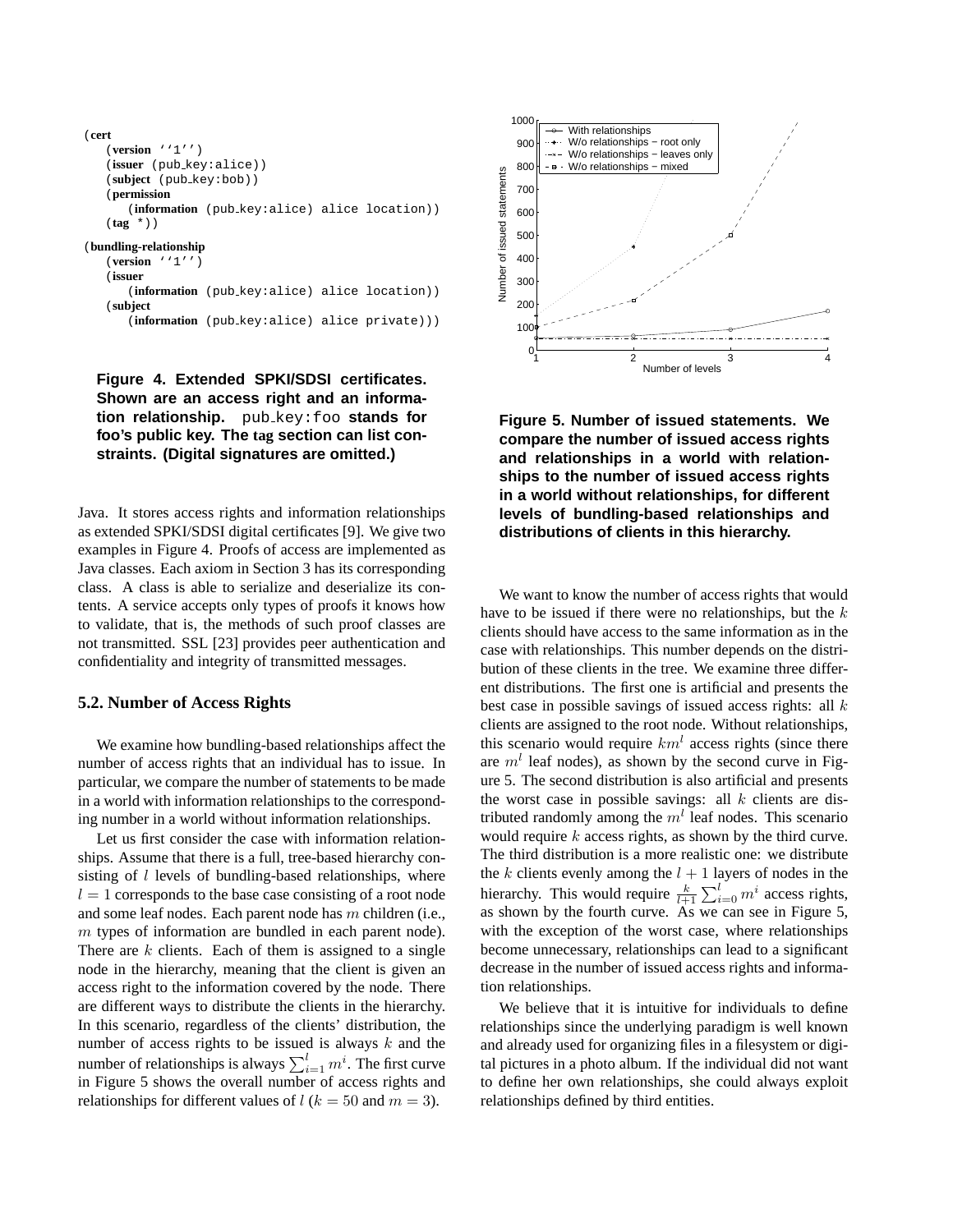```
(cert
    (version ''1'')
    (issuer (pub_key:alice))
    (subject (pub_key:bob))
    (permission
        (information (pub_key:alice) alice location))
    (tag *))

(bundling-relationship
    (version ''1'')
    (issuer
        (information (pub_key:alice) alice location))
    (subject
        (information (pub_key:alice) alice private)))
```

**Figure 4. Extended SPKI/SDSI certificates. Shown are an access right and an information relationship.** `pub_key:foo` **stands for foo's public key. The tag section can list constraints. (Digital signatures are omitted.)**

Java. It stores access rights and information relationships as extended SPKI/SDSI digital certificates [9]. We give two examples in Figure 4. Proofs of access are implemented as Java classes. Each axiom in Section 3 has its corresponding class. A class is able to serialize and deserialize its contents. A service accepts only types of proofs it knows how to validate, that is, the methods of such proof classes are not transmitted. SSL [23] provides peer authentication and confidentiality and integrity of transmitted messages.

### 5.2. Number of Access Rights

We examine how bundling-based relationships affect the number of access rights that an individual has to issue. In particular, we compare the number of statements to be made in a world with information relationships to the corresponding number in a world without information relationships.

Let us first consider the case with information relationships. Assume that there is a full, tree-based hierarchy consisting of $l$ levels of bundling-based relationships, where $l = 1$ corresponds to the base case consisting of a root node and some leaf nodes. Each parent node has $m$ children (i.e., $m$ types of information are bundled in each parent node). There are $k$ clients. Each of them is assigned to a single node in the hierarchy, meaning that the client is given an access right to the information covered by the node. There are different ways to distribute the clients in the hierarchy. In this scenario, regardless of the clients' distribution, the number of access rights to be issued is always $k$ and the number of relationships is always $\sum_{i=1}^{l} m^i$. The first curve in Figure 5 shows the overall number of access rights and relationships for different values of $l$ ($k = 50$ and $m = 3$).

**Figure 5. Number of issued statements. We compare the number of issued access rights and relationships in a world with relationships to the number of issued access rights in a world without relationships, for different levels of bundling-based relationships and distributions of clients in this hierarchy.**

We want to know the number of access rights that would have to be issued if there were no relationships, but the $k$ clients should have access to the same information as in the case with relationships. This number depends on the distribution of these clients in the tree. We examine three different distributions. The first one is artificial and presents the best case in possible savings of issued access rights: all $k$ clients are assigned to the root node. Without relationships, this scenario would require $km^l$ access rights (since there are $m^l$ leaf nodes), as shown by the second curve in Figure 5. The second distribution is also artificial and presents the worst case in possible savings: all $k$ clients are distributed randomly among the $m^l$ leaf nodes. This scenario would require $k$ access rights, as shown by the third curve. The third distribution is a more realistic one: we distribute the $k$ clients evenly among the $l + 1$ layers of nodes in the hierarchy. This would require $\frac{k}{l+1} \sum_{i=0}^{l} m^i$ access rights, as shown by the fourth curve. As we can see in Figure 5, with the exception of the worst case, where relationships become unnecessary, relationships can lead to a significant decrease in the number of issued access rights and information relationships.

We believe that it is intuitive for individuals to define relationships since the underlying paradigm is well known and already used for organizing files in a filesystem or digital pictures in a photo album. If the individual did not want to define her own relationships, she could always exploit relationships defined by third entities.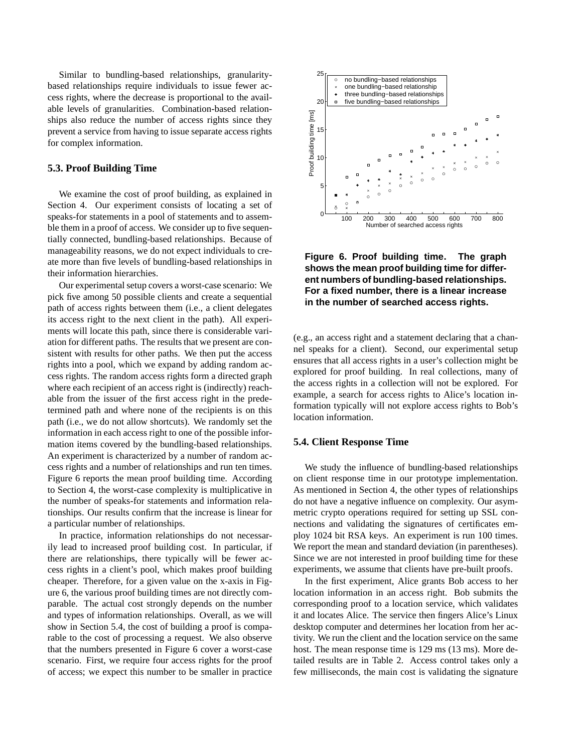Similar to bundling-based relationships, granularity-based relationships require individuals to issue fewer access rights, where the decrease is proportional to the available levels of granularities. Combination-based relationships also reduce the number of access rights since they prevent a service from having to issue separate access rights for complex information.

### 5.3. Proof Building Time

We examine the cost of proof building, as explained in Section 4. Our experiment consists of locating a set of speaks-for statements in a pool of statements and to assemble them in a proof of access. We consider up to five sequentially connected, bundling-based relationships. Because of manageability reasons, we do not expect individuals to create more than five levels of bundling-based relationships in their information hierarchies.

Our experimental setup covers a worst-case scenario: We pick five among 50 possible clients and create a sequential path of access rights between them (i.e., a client delegates its access right to the next client in the path). All experiments will locate this path, since there is considerable variation for different paths. The results that we present are consistent with results for other paths. We then put the access rights into a pool, which we expand by adding random access rights. The random access rights form a directed graph where each recipient of an access right is (indirectly) reachable from the issuer of the first access right in the predetermined path and where none of the recipients is on this path (i.e., we do not allow shortcuts). We randomly set the information in each access right to one of the possible information items covered by the bundling-based relationships. An experiment is characterized by a number of random access rights and a number of relationships and run ten times. Figure 6 reports the mean proof building time. According to Section 4, the worst-case complexity is multiplicative in the number of speaks-for statements and information relationships. Our results confirm that the increase is linear for a particular number of relationships.

In practice, information relationships do not necessarily lead to increased proof building cost. In particular, if there are relationships, there typically will be fewer access rights in a client's pool, which makes proof building cheaper. Therefore, for a given value on the x-axis in Figure 6, the various proof building times are not directly comparable. The actual cost strongly depends on the number and types of information relationships. Overall, as we will show in Section 5.4, the cost of building a proof is comparable to the cost of processing a request. We also observe that the numbers presented in Figure 6 cover a worst-case scenario. First, we require four access rights for the proof of access; we expect this number to be smaller in practice (e.g., an access right and a statement declaring that a channel speaks for a client). Second, our experimental setup ensures that all access rights in a user's collection might be explored for proof building. In real collections, many of the access rights in a collection will not be explored. For example, a search for access rights to Alice's location information typically will not explore access rights to Bob's location information.

**Figure 6. Proof building time. The graph shows the mean proof building time for different numbers of bundling-based relationships. For a fixed number, there is a linear increase in the number of searched access rights.**

### 5.4. Client Response Time

We study the influence of bundling-based relationships on client response time in our prototype implementation. As mentioned in Section 4, the other types of relationships do not have a negative influence on complexity. Our asymmetric crypto operations required for setting up SSL connections and validating the signatures of certificates employ 1024 bit RSA keys. An experiment is run 100 times. We report the mean and standard deviation (in parentheses). Since we are not interested in proof building time for these experiments, we assume that clients have pre-built proofs.

In the first experiment, Alice grants Bob access to her location information in an access right. Bob submits the corresponding proof to a location service, which validates it and locates Alice. The service then fingers Alice's Linux desktop computer and determines her location from her activity. We run the client and the location service on the same host. The mean response time is 129 ms (13 ms). More detailed results are in Table 2. Access control takes only a few milliseconds, the main cost is validating the signature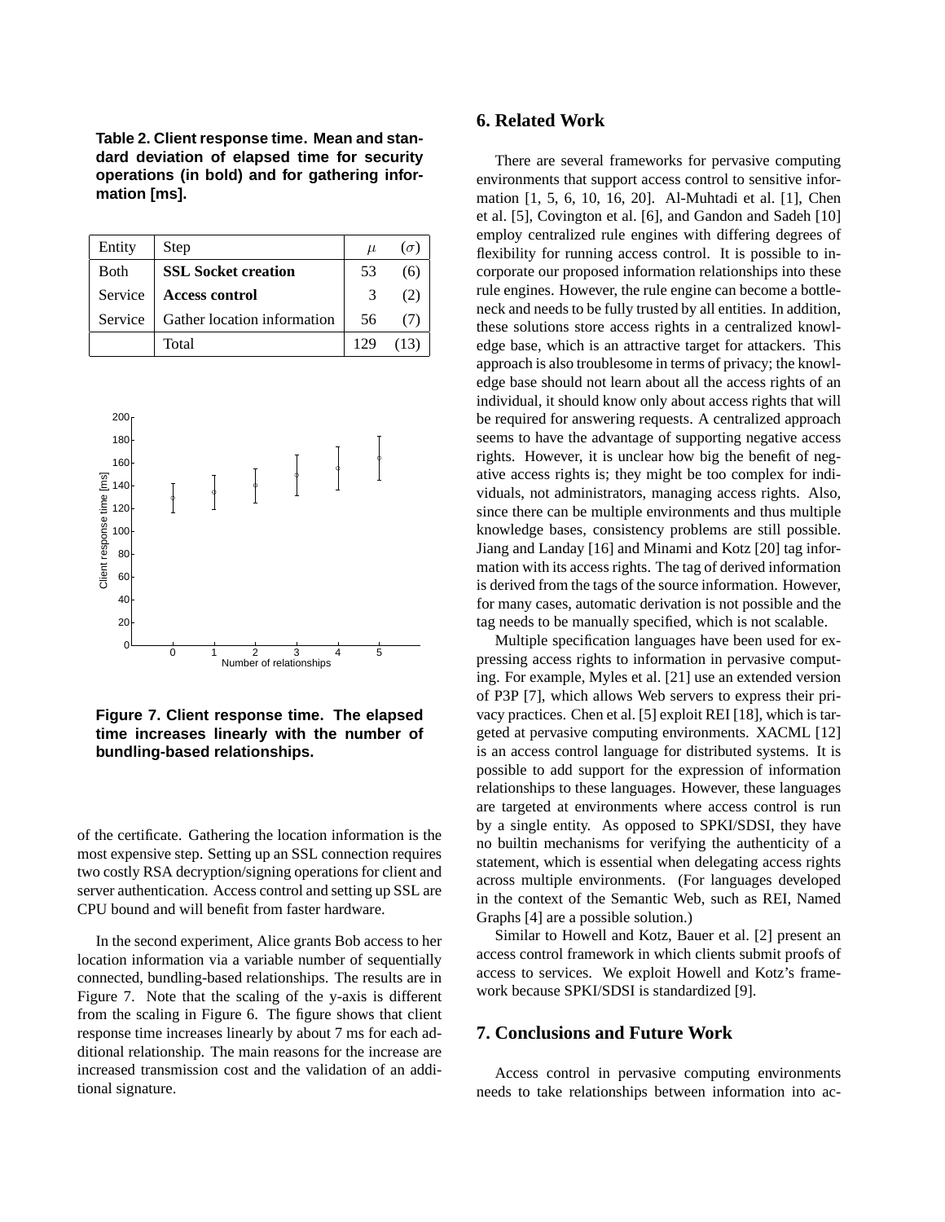**Table 2. Client response time. Mean and standard deviation of elapsed time for security operations (in bold) and for gathering information [ms].**

| Entity | Step | $\mu$ | $(\sigma)$ |
|---|---|---|---|
| Both | **SSL Socket creation** | 53 | (6) |
| Service | **Access control** | 3 | (2) |
| Service | Gather location information | 56 | (7) |
| | Total | 129 | (13) |

**Figure 7. Client response time. The elapsed time increases linearly with the number of bundling-based relationships.**

of the certificate. Gathering the location information is the most expensive step. Setting up an SSL connection requires two costly RSA decryption/signing operations for client and server authentication. Access control and setting up SSL are CPU bound and will benefit from faster hardware.

In the second experiment, Alice grants Bob access to her location information via a variable number of sequentially connected, bundling-based relationships. The results are in Figure 7. Note that the scaling of the y-axis is different from the scaling in Figure 6. The figure shows that client response time increases linearly by about 7 ms for each additional relationship. The main reasons for the increase are increased transmission cost and the validation of an additional signature.

## 6. Related Work

There are several frameworks for pervasive computing environments that support access control to sensitive information [1, 5, 6, 10, 16, 20]. Al-Muhtadi et al. [1], Chen et al. [5], Covington et al. [6], and Gandon and Sadeh [10] employ centralized rule engines with differing degrees of flexibility for running access control. It is possible to incorporate our proposed information relationships into these rule engines. However, the rule engine can become a bottleneck and needs to be fully trusted by all entities. In addition, these solutions store access rights in a centralized knowledge base, which is an attractive target for attackers. This approach is also troublesome in terms of privacy; the knowledge base should not learn about all the access rights of an individual, it should know only about access rights that will be required for answering requests. A centralized approach seems to have the advantage of supporting negative access rights. However, it is unclear how big the benefit of negative access rights is; they might be too complex for individuals, not administrators, managing access rights. Also, since there can be multiple environments and thus multiple knowledge bases, consistency problems are still possible. Jiang and Landay [16] and Minami and Kotz [20] tag information with its access rights. The tag of derived information is derived from the tags of the source information. However, for many cases, automatic derivation is not possible and the tag needs to be manually specified, which is not scalable.

Multiple specification languages have been used for expressing access rights to information in pervasive computing. For example, Myles et al. [21] use an extended version of P3P [7], which allows Web servers to express their privacy practices. Chen et al. [5] exploit REI [18], which is targeted at pervasive computing environments. XACML [12] is an access control language for distributed systems. It is possible to add support for the expression of information relationships to these languages. However, these languages are targeted at environments where access control is run by a single entity. As opposed to SPKI/SDSI, they have no builtin mechanisms for verifying the authenticity of a statement, which is essential when delegating access rights across multiple environments. (For languages developed in the context of the Semantic Web, such as REI, Named Graphs [4] are a possible solution.)

Similar to Howell and Kotz, Bauer et al. [2] present an access control framework in which clients submit proofs of access to services. We exploit Howell and Kotz's framework because SPKI/SDSI is standardized [9].

## 7. Conclusions and Future Work

Access control in pervasive computing environments needs to take relationships between information into ac-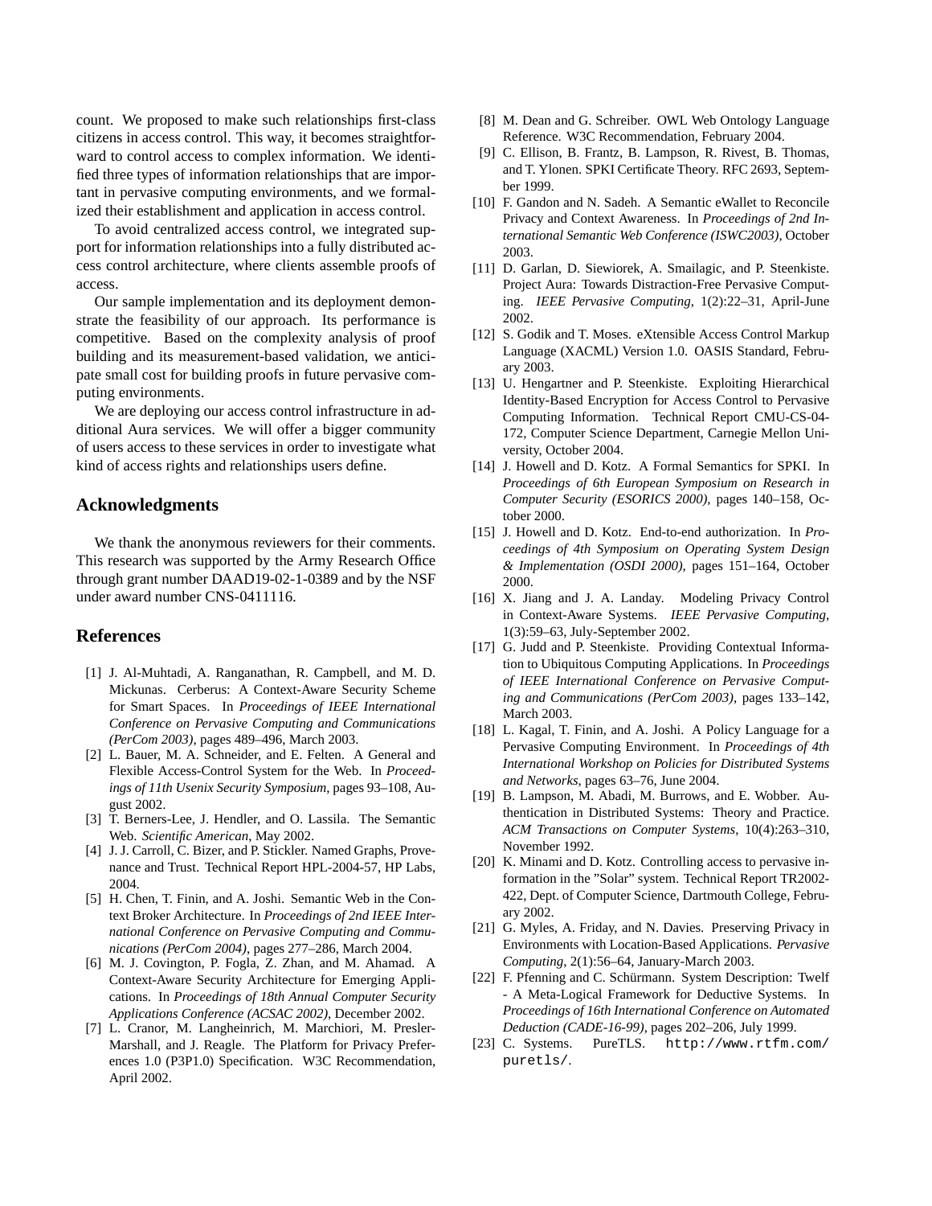count. We proposed to make such relationships first-class citizens in access control. This way, it becomes straightforward to control access to complex information. We identified three types of information relationships that are important in pervasive computing environments, and we formalized their establishment and application in access control.

To avoid centralized access control, we integrated support for information relationships into a fully distributed access control architecture, where clients assemble proofs of access.

Our sample implementation and its deployment demonstrate the feasibility of our approach. Its performance is competitive. Based on the complexity analysis of proof building and its measurement-based validation, we anticipate small cost for building proofs in future pervasive computing environments.

We are deploying our access control infrastructure in additional Aura services. We will offer a bigger community of users access to these services in order to investigate what kind of access rights and relationships users define.

## Acknowledgments

We thank the anonymous reviewers for their comments. This research was supported by the Army Research Office through grant number DAAD19-02-1-0389 and by the NSF under award number CNS-0411116.

## References

[1] J. Al-Muhtadi, A. Ranganathan, R. Campbell, and M. D. Mickunas. Cerberus: A Context-Aware Security Scheme for Smart Spaces. In *Proceedings of IEEE International Conference on Pervasive Computing and Communications (PerCom 2003)*, pages 489–496, March 2003.

[2] L. Bauer, M. A. Schneider, and E. Felten. A General and Flexible Access-Control System for the Web. In *Proceedings of 11th Usenix Security Symposium*, pages 93–108, August 2002.

[3] T. Berners-Lee, J. Hendler, and O. Lassila. The Semantic Web. *Scientific American*, May 2002.

[4] J. J. Carroll, C. Bizer, and P. Stickler. Named Graphs, Provenance and Trust. Technical Report HPL-2004-57, HP Labs, 2004.

[5] H. Chen, T. Finin, and A. Joshi. Semantic Web in the Context Broker Architecture. In *Proceedings of 2nd IEEE International Conference on Pervasive Computing and Communications (PerCom 2004)*, pages 277–286, March 2004.

[6] M. J. Covington, P. Fogla, Z. Zhan, and M. Ahamad. A Context-Aware Security Architecture for Emerging Applications. In *Proceedings of 18th Annual Computer Security Applications Conference (ACSAC 2002)*, December 2002.

[7] L. Cranor, M. Langheinrich, M. Marchiori, M. Presler-Marshall, and J. Reagle. The Platform for Privacy Preferences 1.0 (P3P1.0) Specification. W3C Recommendation, April 2002.

[8] M. Dean and G. Schreiber. OWL Web Ontology Language Reference. W3C Recommendation, February 2004.

[9] C. Ellison, B. Frantz, B. Lampson, R. Rivest, B. Thomas, and T. Ylonen. SPKI Certificate Theory. RFC 2693, September 1999.

[10] F. Gandon and N. Sadeh. A Semantic eWallet to Reconcile Privacy and Context Awareness. In *Proceedings of 2nd International Semantic Web Conference (ISWC2003)*, October 2003.

[11] D. Garlan, D. Siewiorek, A. Smailagic, and P. Steenkiste. Project Aura: Towards Distraction-Free Pervasive Computing. *IEEE Pervasive Computing*, 1(2):22–31, April-June 2002.

[12] S. Godik and T. Moses. eXtensible Access Control Markup Language (XACML) Version 1.0. OASIS Standard, February 2003.

[13] U. Hengartner and P. Steenkiste. Exploiting Hierarchical Identity-Based Encryption for Access Control to Pervasive Computing Information. Technical Report CMU-CS-04-172, Computer Science Department, Carnegie Mellon University, October 2004.

[14] J. Howell and D. Kotz. A Formal Semantics for SPKI. In *Proceedings of 6th European Symposium on Research in Computer Security (ESORICS 2000)*, pages 140–158, October 2000.

[15] J. Howell and D. Kotz. End-to-end authorization. In *Proceedings of 4th Symposium on Operating System Design & Implementation (OSDI 2000)*, pages 151–164, October 2000.

[16] X. Jiang and J. A. Landay. Modeling Privacy Control in Context-Aware Systems. *IEEE Pervasive Computing*, 1(3):59–63, July-September 2002.

[17] G. Judd and P. Steenkiste. Providing Contextual Information to Ubiquitous Computing Applications. In *Proceedings of IEEE International Conference on Pervasive Computing and Communications (PerCom 2003)*, pages 133–142, March 2003.

[18] L. Kagal, T. Finin, and A. Joshi. A Policy Language for a Pervasive Computing Environment. In *Proceedings of 4th International Workshop on Policies for Distributed Systems and Networks*, pages 63–76, June 2004.

[19] B. Lampson, M. Abadi, M. Burrows, and E. Wobber. Authentication in Distributed Systems: Theory and Practice. *ACM Transactions on Computer Systems*, 10(4):263–310, November 1992.

[20] K. Minami and D. Kotz. Controlling access to pervasive information in the "Solar" system. Technical Report TR2002-422, Dept. of Computer Science, Dartmouth College, February 2002.

[21] G. Myles, A. Friday, and N. Davies. Preserving Privacy in Environments with Location-Based Applications. *Pervasive Computing*, 2(1):56–64, January-March 2003.

[22] F. Pfenning and C. Schürmann. System Description: Twelf - A Meta-Logical Framework for Deductive Systems. In *Proceedings of 16th International Conference on Automated Deduction (CADE-16-99)*, pages 202–206, July 1999.

[23] C. Systems. PureTLS. `http://www.rtfm.com/puretls/`.